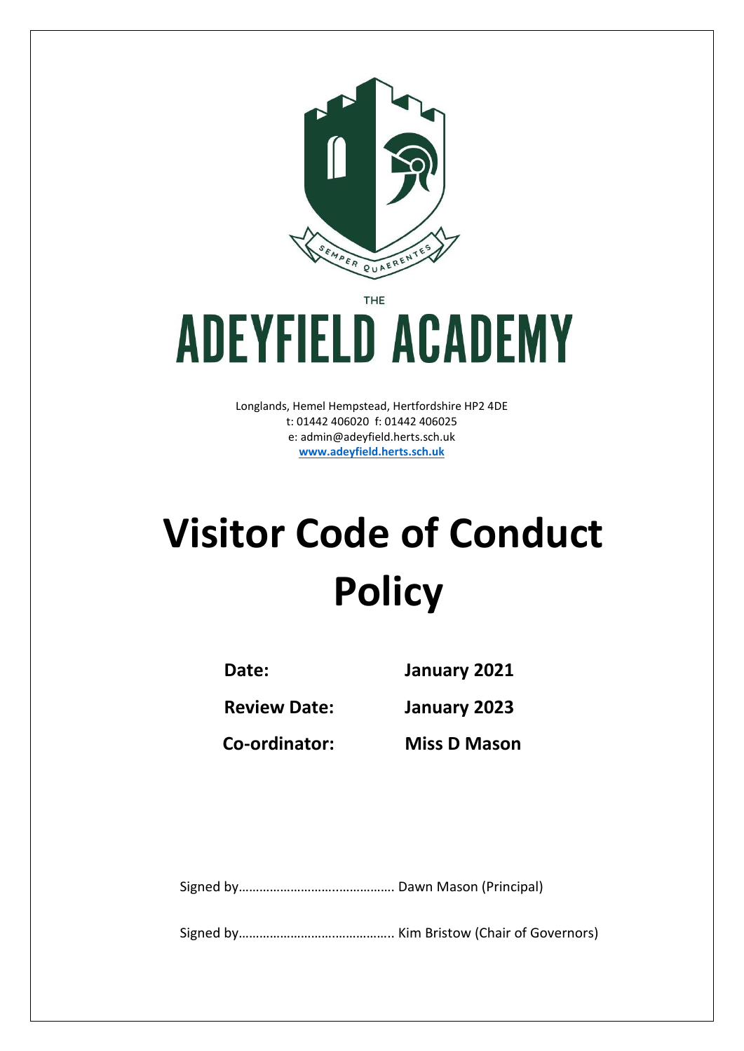SEMPER QUAERENTES

THE

# ADEYFIELD ACADEMY

Longlands, Hemel Hempstead, Hertfordshire HP2 4DE
t: 01442 406020 f: 01442 406025
e: admin@adeyfield.herts.sch.uk
**www.adeyfield.herts.sch.uk**

# Visitor Code of Conduct Policy

| | |
|---|---|
| **Date:** | **January 2021** |
| **Review Date:** | **January 2023** |
| **Co-ordinator:** | **Miss D Mason** |

Signed by……………………….…………… Dawn Mason (Principal)

Signed by…………………………………….. Kim Bristow (Chair of Governors)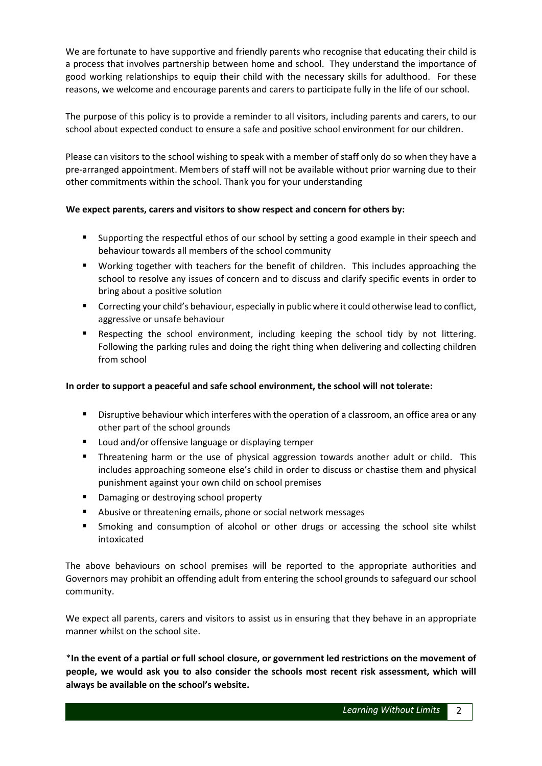We are fortunate to have supportive and friendly parents who recognise that educating their child is a process that involves partnership between home and school. They understand the importance of good working relationships to equip their child with the necessary skills for adulthood. For these reasons, we welcome and encourage parents and carers to participate fully in the life of our school.

The purpose of this policy is to provide a reminder to all visitors, including parents and carers, to our school about expected conduct to ensure a safe and positive school environment for our children.

Please can visitors to the school wishing to speak with a member of staff only do so when they have a pre-arranged appointment. Members of staff will not be available without prior warning due to their other commitments within the school. Thank you for your understanding

**We expect parents, carers and visitors to show respect and concern for others by:**

- Supporting the respectful ethos of our school by setting a good example in their speech and behaviour towards all members of the school community
- Working together with teachers for the benefit of children. This includes approaching the school to resolve any issues of concern and to discuss and clarify specific events in order to bring about a positive solution
- Correcting your child's behaviour, especially in public where it could otherwise lead to conflict, aggressive or unsafe behaviour
- Respecting the school environment, including keeping the school tidy by not littering. Following the parking rules and doing the right thing when delivering and collecting children from school

**In order to support a peaceful and safe school environment, the school will not tolerate:**

- Disruptive behaviour which interferes with the operation of a classroom, an office area or any other part of the school grounds
- Loud and/or offensive language or displaying temper
- Threatening harm or the use of physical aggression towards another adult or child. This includes approaching someone else's child in order to discuss or chastise them and physical punishment against your own child on school premises
- Damaging or destroying school property
- Abusive or threatening emails, phone or social network messages
- Smoking and consumption of alcohol or other drugs or accessing the school site whilst intoxicated

The above behaviours on school premises will be reported to the appropriate authorities and Governors may prohibit an offending adult from entering the school grounds to safeguard our school community.

We expect all parents, carers and visitors to assist us in ensuring that they behave in an appropriate manner whilst on the school site.

\***In the event of a partial or full school closure, or government led restrictions on the movement of people, we would ask you to also consider the schools most recent risk assessment, which will always be available on the school's website.**